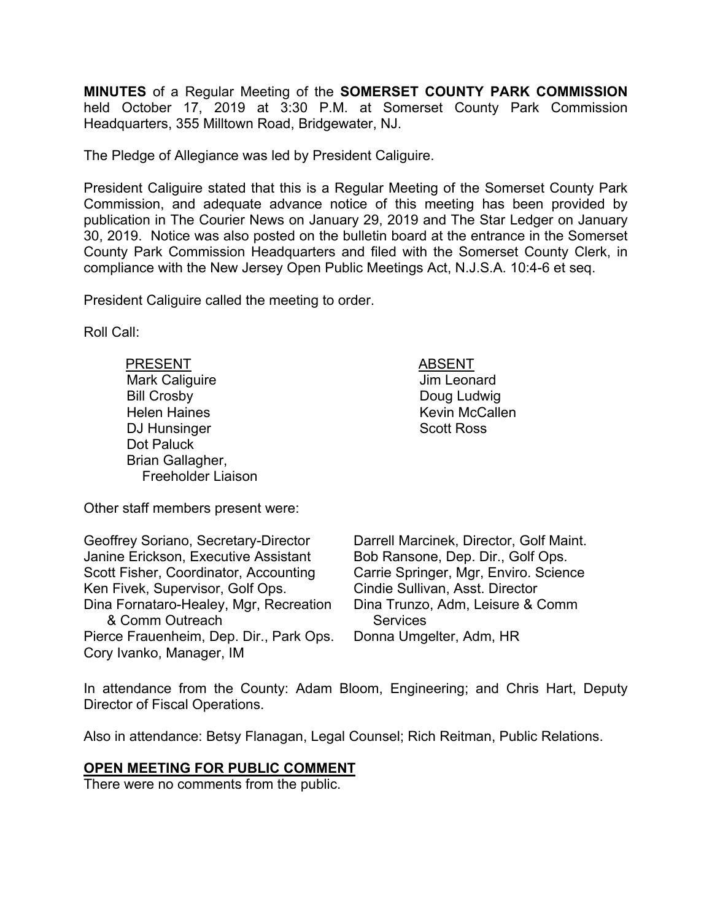**MINUTES** of a Regular Meeting of the **SOMERSET COUNTY PARK COMMISSION** held October 17, 2019 at 3:30 P.M. at Somerset County Park Commission Headquarters, 355 Milltown Road, Bridgewater, NJ.

The Pledge of Allegiance was led by President Caliguire.

President Caliguire stated that this is a Regular Meeting of the Somerset County Park Commission, and adequate advance notice of this meeting has been provided by publication in The Courier News on January 29, 2019 and The Star Ledger on January 30, 2019. Notice was also posted on the bulletin board at the entrance in the Somerset County Park Commission Headquarters and filed with the Somerset County Clerk, in compliance with the New Jersey Open Public Meetings Act, N.J.S.A. 10:4-6 et seq.

President Caliguire called the meeting to order.

Roll Call:

| PRESENT | ABSENT |
|---|---|
| Mark Caliguire | Jim Leonard |
| Bill Crosby | Doug Ludwig |
| Helen Haines | Kevin McCallen |
| DJ Hunsinger | Scott Ross |
| Dot Paluck | |
| Brian Gallagher, Freeholder Liaison | |

Other staff members present were:

- Geoffrey Soriano, Secretary-Director
- Janine Erickson, Executive Assistant
- Scott Fisher, Coordinator, Accounting
- Ken Fivek, Supervisor, Golf Ops.
- Dina Fornataro-Healey, Mgr, Recreation & Comm Outreach
- Pierce Frauenheim, Dep. Dir., Park Ops.
- Cory Ivanko, Manager, IM
- Darrell Marcinek, Director, Golf Maint.
- Bob Ransone, Dep. Dir., Golf Ops.
- Carrie Springer, Mgr, Enviro. Science
- Cindie Sullivan, Asst. Director
- Dina Trunzo, Adm, Leisure & Comm Services
- Donna Umgelter, Adm, HR

In attendance from the County: Adam Bloom, Engineering; and Chris Hart, Deputy Director of Fiscal Operations.

Also in attendance: Betsy Flanagan, Legal Counsel; Rich Reitman, Public Relations.

## OPEN MEETING FOR PUBLIC COMMENT

There were no comments from the public.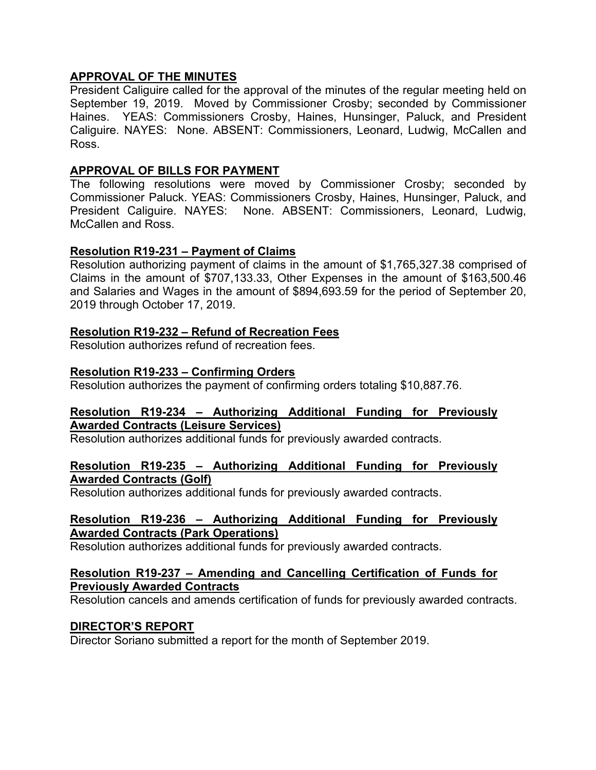## APPROVAL OF THE MINUTES

President Caliguire called for the approval of the minutes of the regular meeting held on September 19, 2019. Moved by Commissioner Crosby; seconded by Commissioner Haines. YEAS: Commissioners Crosby, Haines, Hunsinger, Paluck, and President Caliguire. NAYES: None. ABSENT: Commissioners, Leonard, Ludwig, McCallen and Ross.

## APPROVAL OF BILLS FOR PAYMENT

The following resolutions were moved by Commissioner Crosby; seconded by Commissioner Paluck. YEAS: Commissioners Crosby, Haines, Hunsinger, Paluck, and President Caliguire. NAYES: None. ABSENT: Commissioners, Leonard, Ludwig, McCallen and Ross.

### Resolution R19-231 – Payment of Claims

Resolution authorizing payment of claims in the amount of $1,765,327.38 comprised of Claims in the amount of $707,133.33, Other Expenses in the amount of $163,500.46 and Salaries and Wages in the amount of $894,693.59 for the period of September 20, 2019 through October 17, 2019.

### Resolution R19-232 – Refund of Recreation Fees

Resolution authorizes refund of recreation fees.

### Resolution R19-233 – Confirming Orders

Resolution authorizes the payment of confirming orders totaling $10,887.76.

### Resolution R19-234 – Authorizing Additional Funding for Previously Awarded Contracts (Leisure Services)

Resolution authorizes additional funds for previously awarded contracts.

### Resolution R19-235 – Authorizing Additional Funding for Previously Awarded Contracts (Golf)

Resolution authorizes additional funds for previously awarded contracts.

### Resolution R19-236 – Authorizing Additional Funding for Previously Awarded Contracts (Park Operations)

Resolution authorizes additional funds for previously awarded contracts.

### Resolution R19-237 – Amending and Cancelling Certification of Funds for Previously Awarded Contracts

Resolution cancels and amends certification of funds for previously awarded contracts.

## DIRECTOR'S REPORT

Director Soriano submitted a report for the month of September 2019.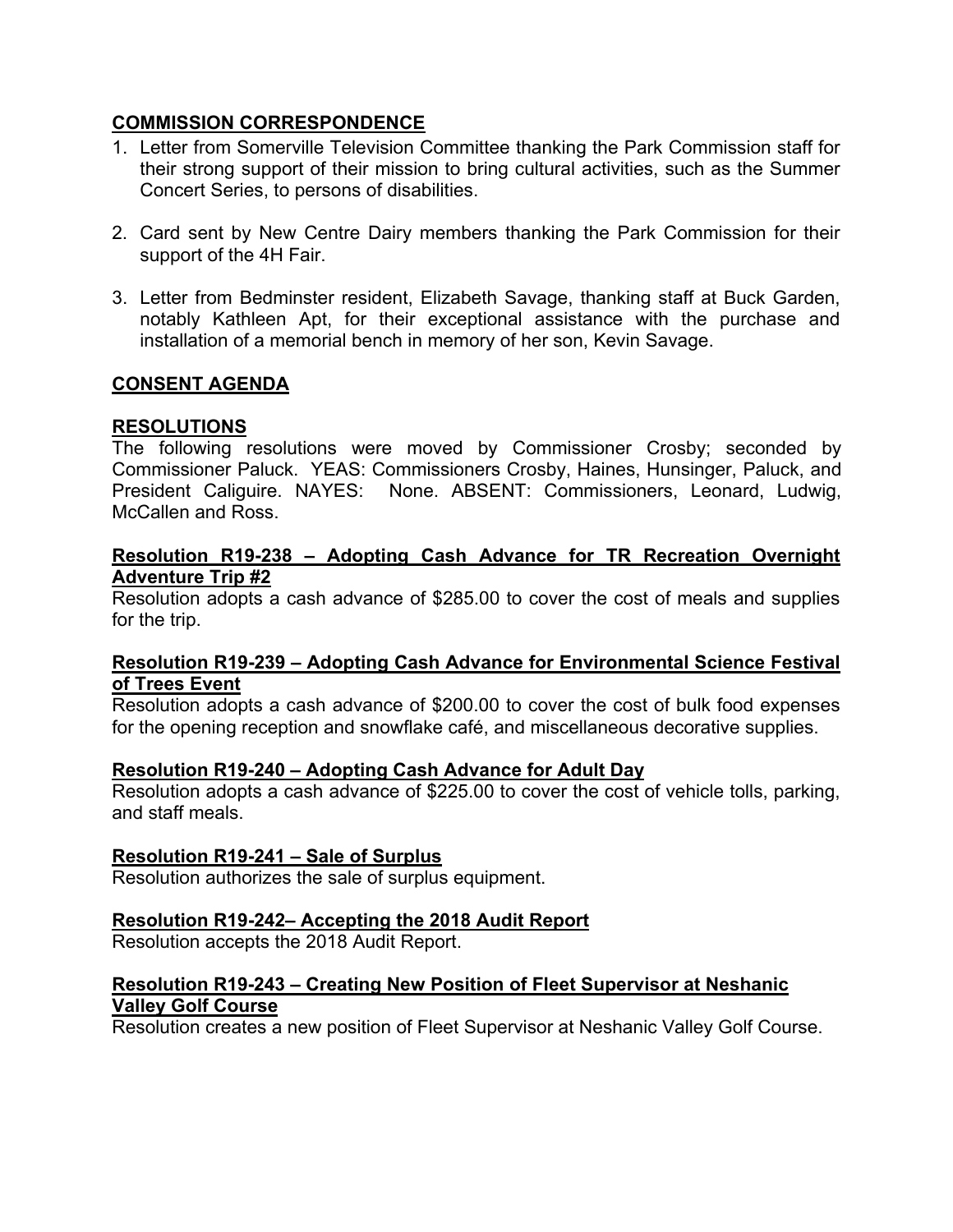## COMMISSION CORRESPONDENCE

1. Letter from Somerville Television Committee thanking the Park Commission staff for their strong support of their mission to bring cultural activities, such as the Summer Concert Series, to persons of disabilities.

2. Card sent by New Centre Dairy members thanking the Park Commission for their support of the 4H Fair.

3. Letter from Bedminster resident, Elizabeth Savage, thanking staff at Buck Garden, notably Kathleen Apt, for their exceptional assistance with the purchase and installation of a memorial bench in memory of her son, Kevin Savage.

## CONSENT AGENDA

## RESOLUTIONS

The following resolutions were moved by Commissioner Crosby; seconded by Commissioner Paluck. YEAS: Commissioners Crosby, Haines, Hunsinger, Paluck, and President Caliguire. NAYES: None. ABSENT: Commissioners, Leonard, Ludwig, McCallen and Ross.

### Resolution R19-238 – Adopting Cash Advance for TR Recreation Overnight Adventure Trip #2

Resolution adopts a cash advance of $285.00 to cover the cost of meals and supplies for the trip.

### Resolution R19-239 – Adopting Cash Advance for Environmental Science Festival of Trees Event

Resolution adopts a cash advance of $200.00 to cover the cost of bulk food expenses for the opening reception and snowflake café, and miscellaneous decorative supplies.

### Resolution R19-240 – Adopting Cash Advance for Adult Day

Resolution adopts a cash advance of $225.00 to cover the cost of vehicle tolls, parking, and staff meals.

### Resolution R19-241 – Sale of Surplus

Resolution authorizes the sale of surplus equipment.

### Resolution R19-242– Accepting the 2018 Audit Report

Resolution accepts the 2018 Audit Report.

### Resolution R19-243 – Creating New Position of Fleet Supervisor at Neshanic Valley Golf Course

Resolution creates a new position of Fleet Supervisor at Neshanic Valley Golf Course.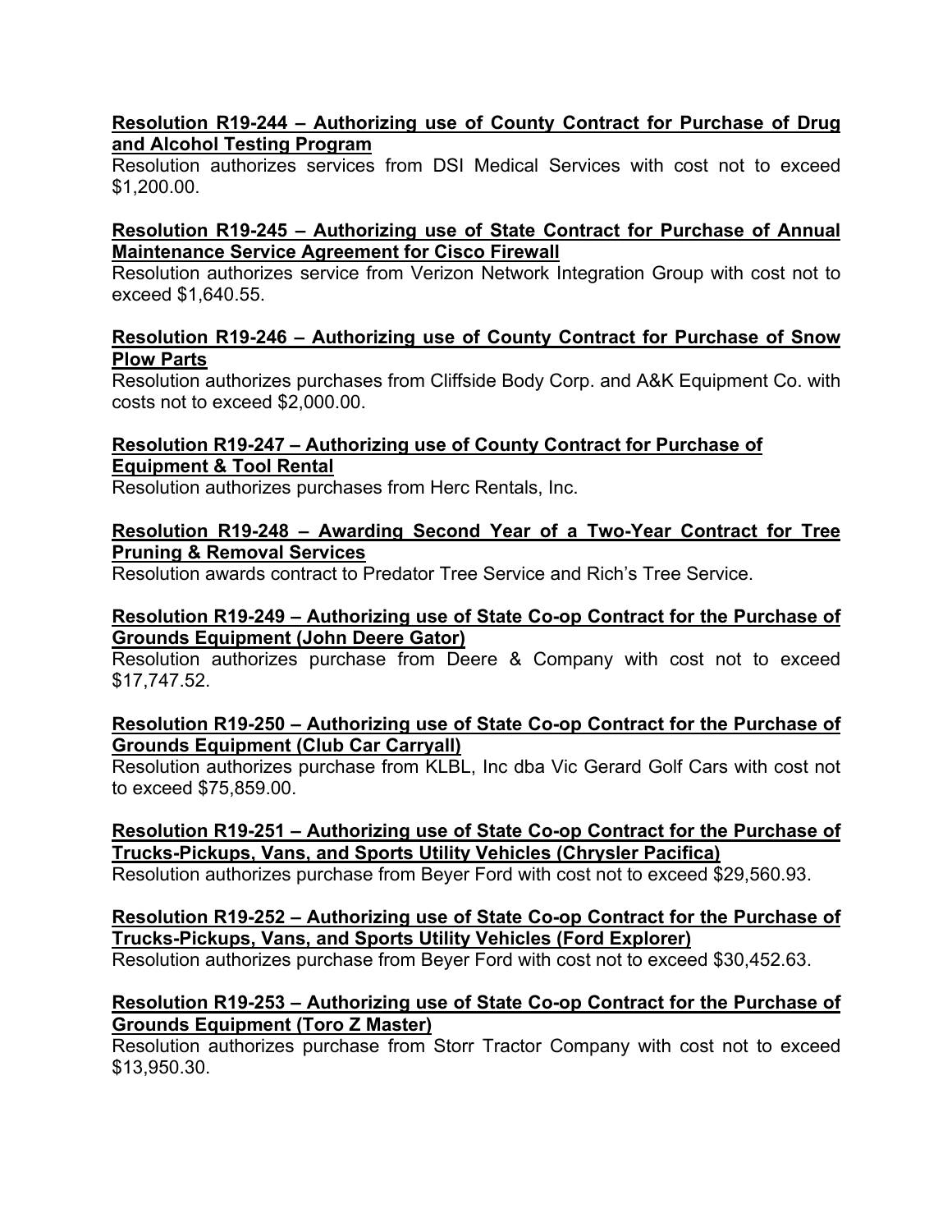**Resolution R19-244 – Authorizing use of County Contract for Purchase of Drug and Alcohol Testing Program**

Resolution authorizes services from DSI Medical Services with cost not to exceed $1,200.00.

**Resolution R19-245 – Authorizing use of State Contract for Purchase of Annual Maintenance Service Agreement for Cisco Firewall**

Resolution authorizes service from Verizon Network Integration Group with cost not to exceed $1,640.55.

**Resolution R19-246 – Authorizing use of County Contract for Purchase of Snow Plow Parts**

Resolution authorizes purchases from Cliffside Body Corp. and A&K Equipment Co. with costs not to exceed $2,000.00.

**Resolution R19-247 – Authorizing use of County Contract for Purchase of Equipment & Tool Rental**

Resolution authorizes purchases from Herc Rentals, Inc.

**Resolution R19-248 – Awarding Second Year of a Two-Year Contract for Tree Pruning & Removal Services**

Resolution awards contract to Predator Tree Service and Rich's Tree Service.

**Resolution R19-249 – Authorizing use of State Co-op Contract for the Purchase of Grounds Equipment (John Deere Gator)**

Resolution authorizes purchase from Deere & Company with cost not to exceed $17,747.52.

**Resolution R19-250 – Authorizing use of State Co-op Contract for the Purchase of Grounds Equipment (Club Car Carryall)**

Resolution authorizes purchase from KLBL, Inc dba Vic Gerard Golf Cars with cost not to exceed $75,859.00.

**Resolution R19-251 – Authorizing use of State Co-op Contract for the Purchase of Trucks-Pickups, Vans, and Sports Utility Vehicles (Chrysler Pacifica)**

Resolution authorizes purchase from Beyer Ford with cost not to exceed $29,560.93.

**Resolution R19-252 – Authorizing use of State Co-op Contract for the Purchase of Trucks-Pickups, Vans, and Sports Utility Vehicles (Ford Explorer)**

Resolution authorizes purchase from Beyer Ford with cost not to exceed $30,452.63.

**Resolution R19-253 – Authorizing use of State Co-op Contract for the Purchase of Grounds Equipment (Toro Z Master)**

Resolution authorizes purchase from Storr Tractor Company with cost not to exceed $13,950.30.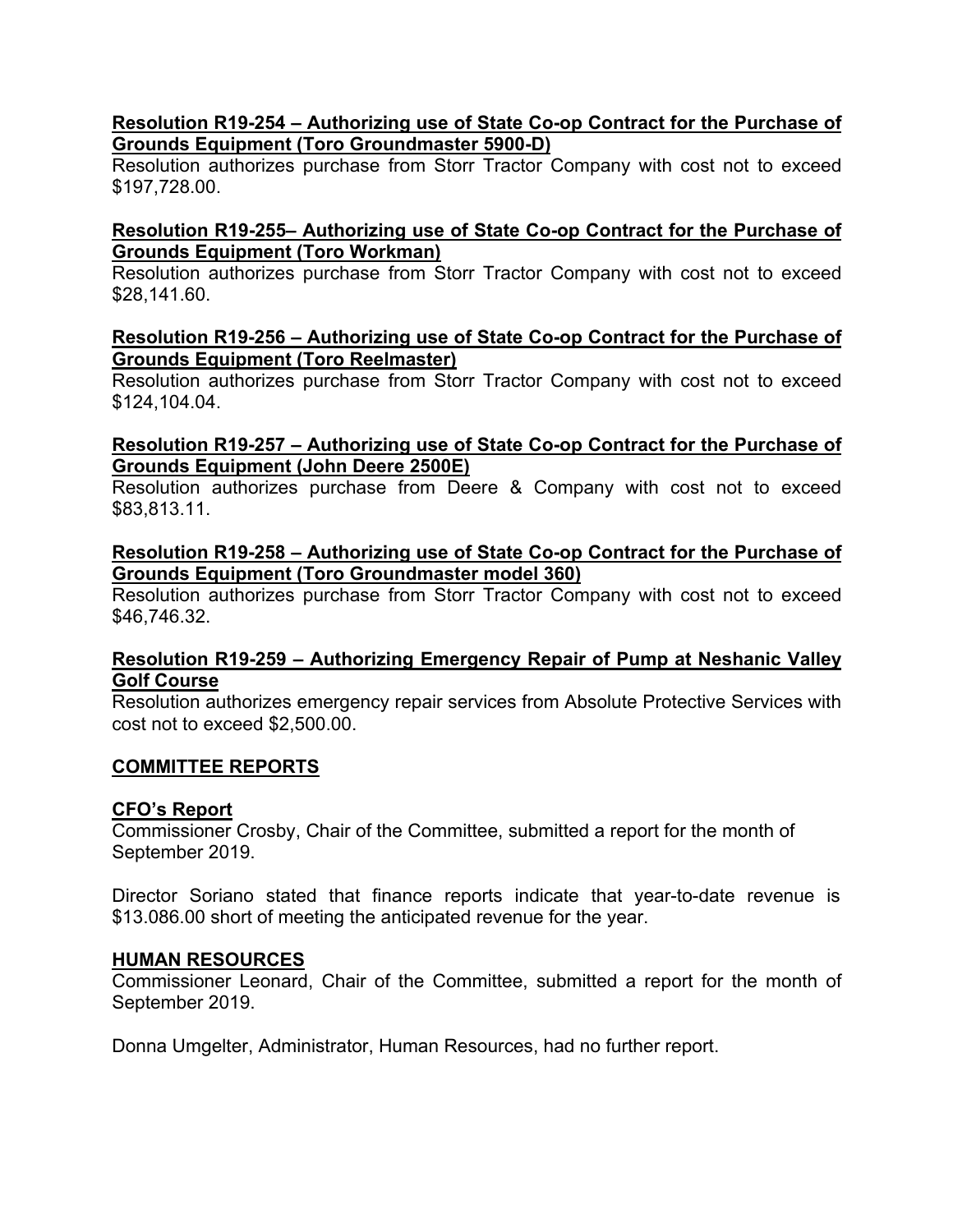**Resolution R19-254 – Authorizing use of State Co-op Contract for the Purchase of Grounds Equipment (Toro Groundmaster 5900-D)**

Resolution authorizes purchase from Storr Tractor Company with cost not to exceed $197,728.00.

**Resolution R19-255– Authorizing use of State Co-op Contract for the Purchase of Grounds Equipment (Toro Workman)**

Resolution authorizes purchase from Storr Tractor Company with cost not to exceed $28,141.60.

**Resolution R19-256 – Authorizing use of State Co-op Contract for the Purchase of Grounds Equipment (Toro Reelmaster)**

Resolution authorizes purchase from Storr Tractor Company with cost not to exceed $124,104.04.

**Resolution R19-257 – Authorizing use of State Co-op Contract for the Purchase of Grounds Equipment (John Deere 2500E)**

Resolution authorizes purchase from Deere & Company with cost not to exceed $83,813.11.

**Resolution R19-258 – Authorizing use of State Co-op Contract for the Purchase of Grounds Equipment (Toro Groundmaster model 360)**

Resolution authorizes purchase from Storr Tractor Company with cost not to exceed $46,746.32.

**Resolution R19-259 – Authorizing Emergency Repair of Pump at Neshanic Valley Golf Course**

Resolution authorizes emergency repair services from Absolute Protective Services with cost not to exceed $2,500.00.

## COMMITTEE REPORTS

**CFO's Report**

Commissioner Crosby, Chair of the Committee, submitted a report for the month of September 2019.

Director Soriano stated that finance reports indicate that year-to-date revenue is $13.086.00 short of meeting the anticipated revenue for the year.

**HUMAN RESOURCES**

Commissioner Leonard, Chair of the Committee, submitted a report for the month of September 2019.

Donna Umgelter, Administrator, Human Resources, had no further report.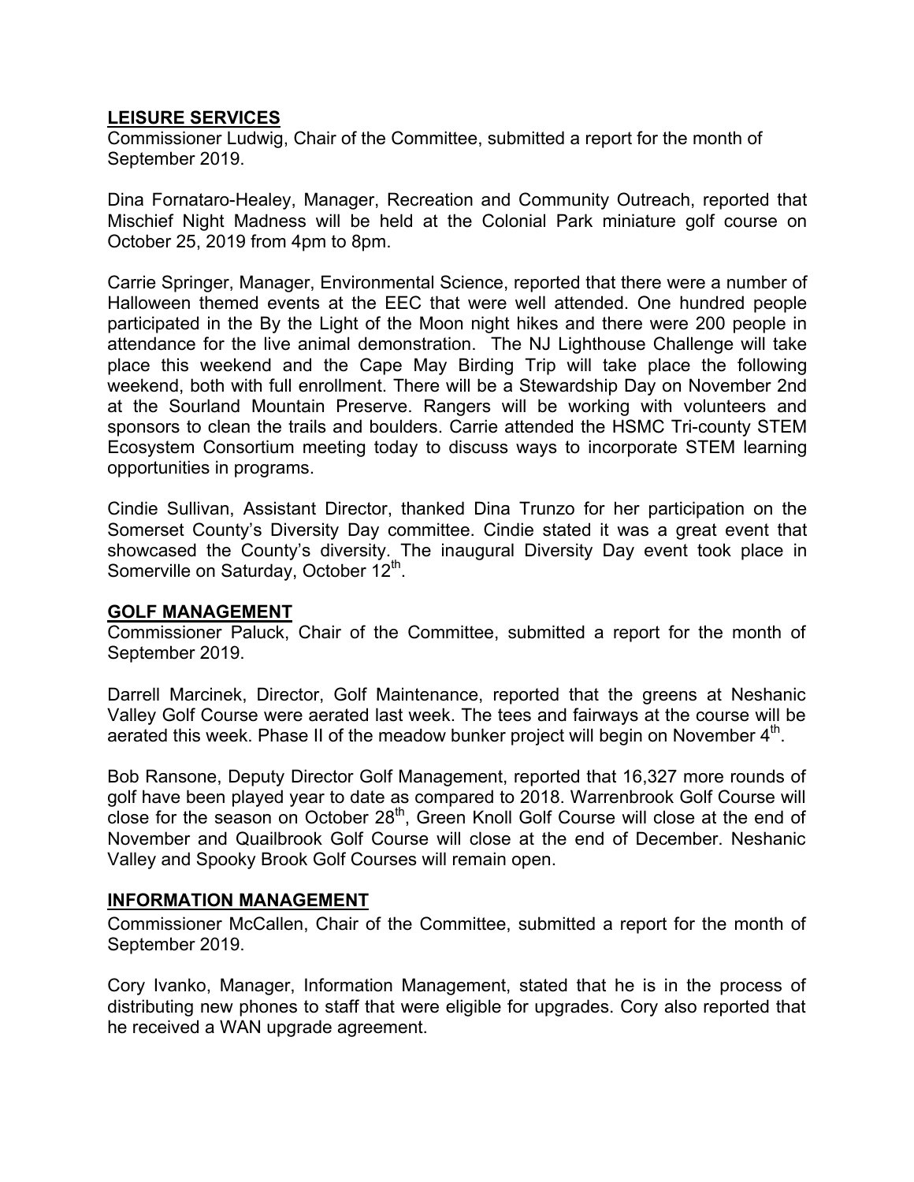## LEISURE SERVICES

Commissioner Ludwig, Chair of the Committee, submitted a report for the month of September 2019.

Dina Fornataro-Healey, Manager, Recreation and Community Outreach, reported that Mischief Night Madness will be held at the Colonial Park miniature golf course on October 25, 2019 from 4pm to 8pm.

Carrie Springer, Manager, Environmental Science, reported that there were a number of Halloween themed events at the EEC that were well attended. One hundred people participated in the By the Light of the Moon night hikes and there were 200 people in attendance for the live animal demonstration. The NJ Lighthouse Challenge will take place this weekend and the Cape May Birding Trip will take place the following weekend, both with full enrollment. There will be a Stewardship Day on November 2nd at the Sourland Mountain Preserve. Rangers will be working with volunteers and sponsors to clean the trails and boulders. Carrie attended the HSMC Tri-county STEM Ecosystem Consortium meeting today to discuss ways to incorporate STEM learning opportunities in programs.

Cindie Sullivan, Assistant Director, thanked Dina Trunzo for her participation on the Somerset County's Diversity Day committee. Cindie stated it was a great event that showcased the County's diversity. The inaugural Diversity Day event took place in Somerville on Saturday, October 12th.

## GOLF MANAGEMENT

Commissioner Paluck, Chair of the Committee, submitted a report for the month of September 2019.

Darrell Marcinek, Director, Golf Maintenance, reported that the greens at Neshanic Valley Golf Course were aerated last week. The tees and fairways at the course will be aerated this week. Phase II of the meadow bunker project will begin on November 4th.

Bob Ransone, Deputy Director Golf Management, reported that 16,327 more rounds of golf have been played year to date as compared to 2018. Warrenbrook Golf Course will close for the season on October 28th, Green Knoll Golf Course will close at the end of November and Quailbrook Golf Course will close at the end of December. Neshanic Valley and Spooky Brook Golf Courses will remain open.

## INFORMATION MANAGEMENT

Commissioner McCallen, Chair of the Committee, submitted a report for the month of September 2019.

Cory Ivanko, Manager, Information Management, stated that he is in the process of distributing new phones to staff that were eligible for upgrades. Cory also reported that he received a WAN upgrade agreement.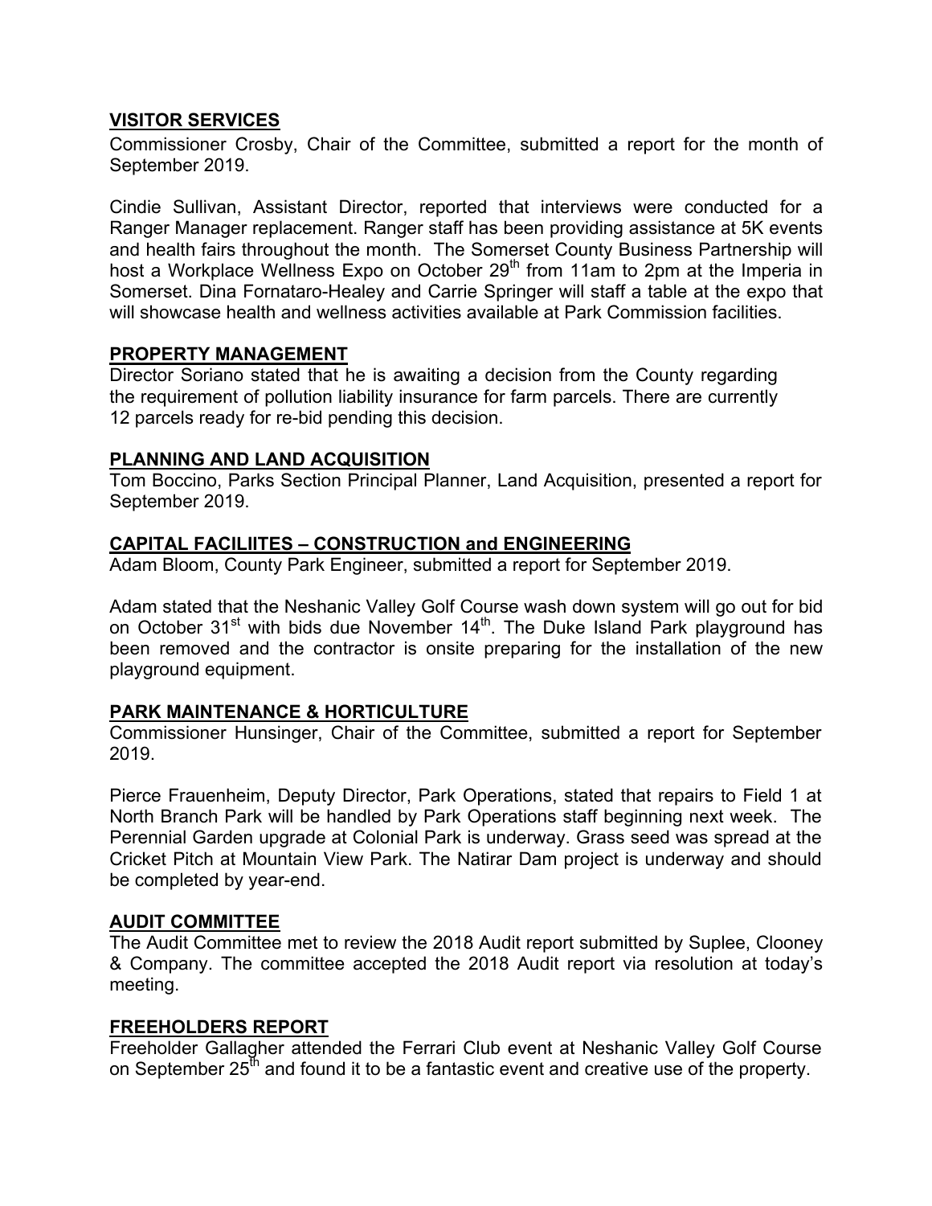## VISITOR SERVICES

Commissioner Crosby, Chair of the Committee, submitted a report for the month of September 2019.

Cindie Sullivan, Assistant Director, reported that interviews were conducted for a Ranger Manager replacement. Ranger staff has been providing assistance at 5K events and health fairs throughout the month. The Somerset County Business Partnership will host a Workplace Wellness Expo on October 29th from 11am to 2pm at the Imperia in Somerset. Dina Fornataro-Healey and Carrie Springer will staff a table at the expo that will showcase health and wellness activities available at Park Commission facilities.

## PROPERTY MANAGEMENT

Director Soriano stated that he is awaiting a decision from the County regarding the requirement of pollution liability insurance for farm parcels. There are currently 12 parcels ready for re-bid pending this decision.

## PLANNING AND LAND ACQUISITION

Tom Boccino, Parks Section Principal Planner, Land Acquisition, presented a report for September 2019.

## CAPITAL FACILIITES – CONSTRUCTION and ENGINEERING

Adam Bloom, County Park Engineer, submitted a report for September 2019.

Adam stated that the Neshanic Valley Golf Course wash down system will go out for bid on October 31st with bids due November 14th. The Duke Island Park playground has been removed and the contractor is onsite preparing for the installation of the new playground equipment.

## PARK MAINTENANCE & HORTICULTURE

Commissioner Hunsinger, Chair of the Committee, submitted a report for September 2019.

Pierce Frauenheim, Deputy Director, Park Operations, stated that repairs to Field 1 at North Branch Park will be handled by Park Operations staff beginning next week. The Perennial Garden upgrade at Colonial Park is underway. Grass seed was spread at the Cricket Pitch at Mountain View Park. The Natirar Dam project is underway and should be completed by year-end.

## AUDIT COMMITTEE

The Audit Committee met to review the 2018 Audit report submitted by Suplee, Clooney & Company. The committee accepted the 2018 Audit report via resolution at today's meeting.

## FREEHOLDERS REPORT

Freeholder Gallagher attended the Ferrari Club event at Neshanic Valley Golf Course on September 25th and found it to be a fantastic event and creative use of the property.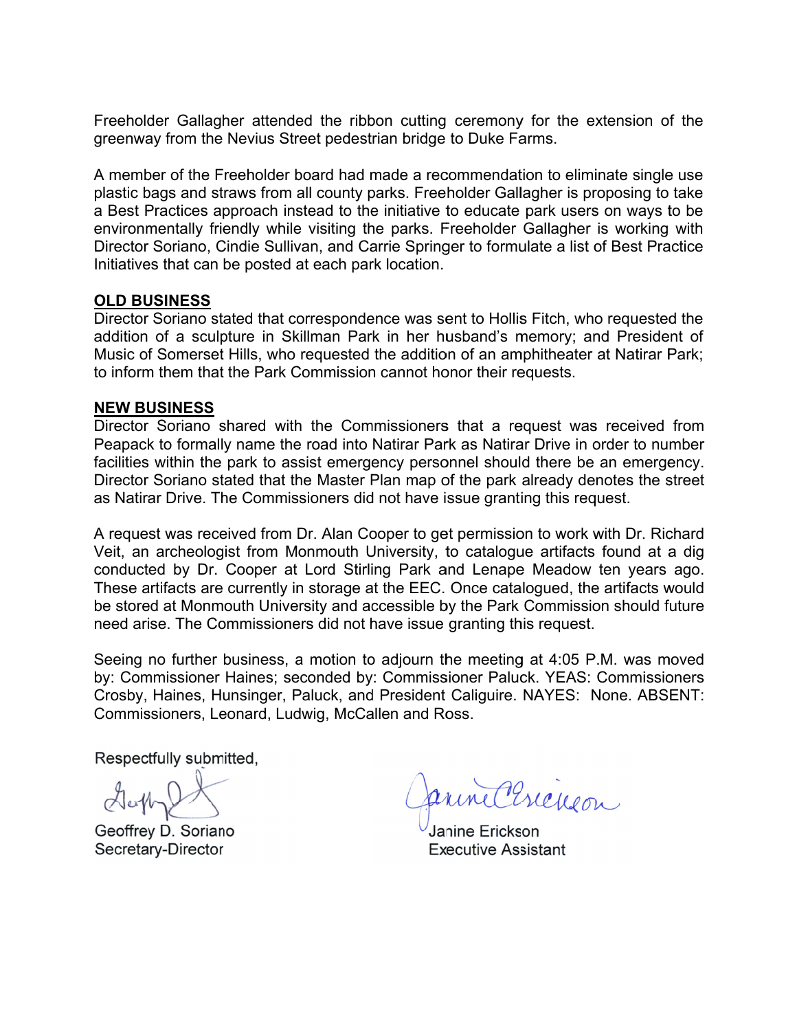Freeholder Gallagher attended the ribbon cutting ceremony for the extension of the greenway from the Nevius Street pedestrian bridge to Duke Farms.

A member of the Freeholder board had made a recommendation to eliminate single use plastic bags and straws from all county parks. Freeholder Gallagher is proposing to take a Best Practices approach instead to the initiative to educate park users on ways to be environmentally friendly while visiting the parks. Freeholder Gallagher is working with Director Soriano, Cindie Sullivan, and Carrie Springer to formulate a list of Best Practice Initiatives that can be posted at each park location.

**OLD BUSINESS**

Director Soriano stated that correspondence was sent to Hollis Fitch, who requested the addition of a sculpture in Skillman Park in her husband's memory; and President of Music of Somerset Hills, who requested the addition of an amphitheater at Natirar Park; to inform them that the Park Commission cannot honor their requests.

**NEW BUSINESS**

Director Soriano shared with the Commissioners that a request was received from Peapack to formally name the road into Natirar Park as Natirar Drive in order to number facilities within the park to assist emergency personnel should there be an emergency. Director Soriano stated that the Master Plan map of the park already denotes the street as Natirar Drive. The Commissioners did not have issue granting this request.

A request was received from Dr. Alan Cooper to get permission to work with Dr. Richard Veit, an archeologist from Monmouth University, to catalogue artifacts found at a dig conducted by Dr. Cooper at Lord Stirling Park and Lenape Meadow ten years ago. These artifacts are currently in storage at the EEC. Once catalogued, the artifacts would be stored at Monmouth University and accessible by the Park Commission should future need arise. The Commissioners did not have issue granting this request.

Seeing no further business, a motion to adjourn the meeting at 4:05 P.M. was moved by: Commissioner Haines; seconded by: Commissioner Paluck. YEAS: Commissioners Crosby, Haines, Hunsinger, Paluck, and President Caliguire. NAYES: None. ABSENT: Commissioners, Leonard, Ludwig, McCallen and Ross.

Respectfully submitted,

Geoffrey D. Soriano
Secretary-Director

Janine Erickson
Executive Assistant